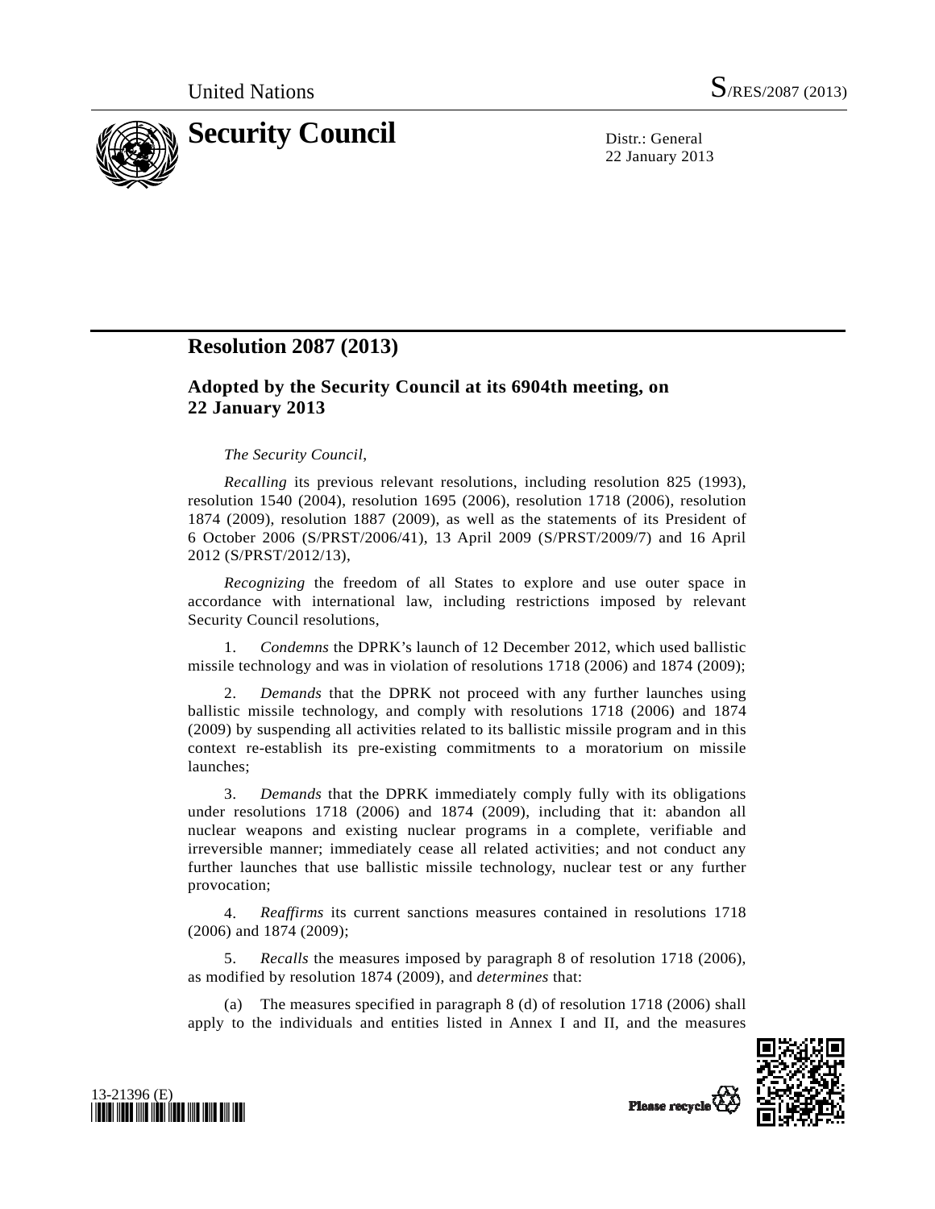United Nations S/RES/2087 (2013)

# Security Council

Distr.: General
22 January 2013

## Resolution 2087 (2013)

### Adopted by the Security Council at its 6904th meeting, on 22 January 2013

*The Security Council*,

*Recalling* its previous relevant resolutions, including resolution 825 (1993), resolution 1540 (2004), resolution 1695 (2006), resolution 1718 (2006), resolution 1874 (2009), resolution 1887 (2009), as well as the statements of its President of 6 October 2006 (S/PRST/2006/41), 13 April 2009 (S/PRST/2009/7) and 16 April 2012 (S/PRST/2012/13),

*Recognizing* the freedom of all States to explore and use outer space in accordance with international law, including restrictions imposed by relevant Security Council resolutions,

1. *Condemns* the DPRK's launch of 12 December 2012, which used ballistic missile technology and was in violation of resolutions 1718 (2006) and 1874 (2009);

2. *Demands* that the DPRK not proceed with any further launches using ballistic missile technology, and comply with resolutions 1718 (2006) and 1874 (2009) by suspending all activities related to its ballistic missile program and in this context re-establish its pre-existing commitments to a moratorium on missile launches;

3. *Demands* that the DPRK immediately comply fully with its obligations under resolutions 1718 (2006) and 1874 (2009), including that it: abandon all nuclear weapons and existing nuclear programs in a complete, verifiable and irreversible manner; immediately cease all related activities; and not conduct any further launches that use ballistic missile technology, nuclear test or any further provocation;

4. *Reaffirms* its current sanctions measures contained in resolutions 1718 (2006) and 1874 (2009);

5. *Recalls* the measures imposed by paragraph 8 of resolution 1718 (2006), as modified by resolution 1874 (2009), and *determines* that:

(a) The measures specified in paragraph 8 (d) of resolution 1718 (2006) shall apply to the individuals and entities listed in Annex I and II, and the measures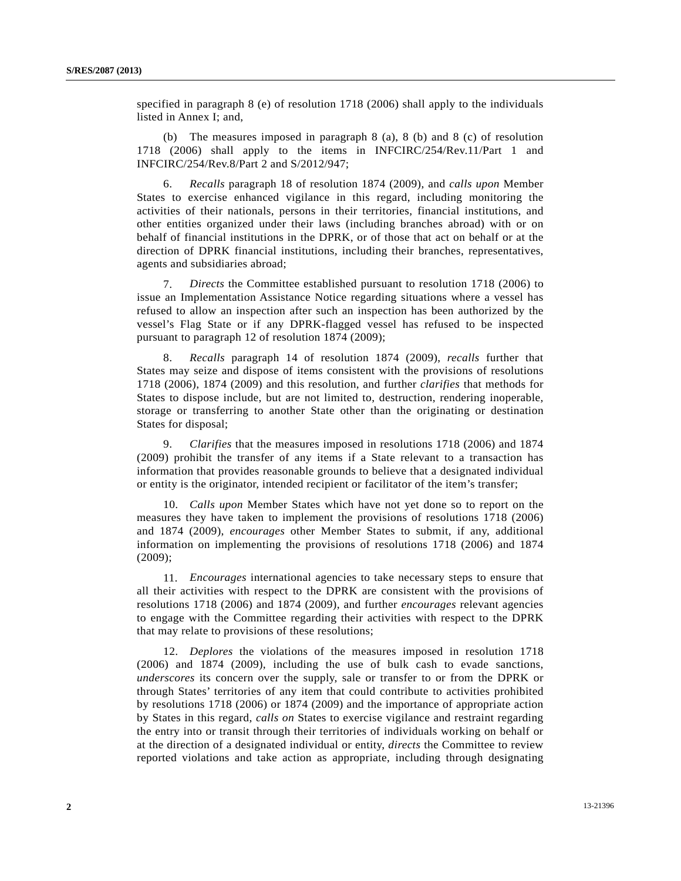specified in paragraph 8 (e) of resolution 1718 (2006) shall apply to the individuals listed in Annex I; and,

(b) The measures imposed in paragraph 8 (a), 8 (b) and 8 (c) of resolution 1718 (2006) shall apply to the items in INFCIRC/254/Rev.11/Part 1 and INFCIRC/254/Rev.8/Part 2 and S/2012/947;

6. *Recalls* paragraph 18 of resolution 1874 (2009), and *calls upon* Member States to exercise enhanced vigilance in this regard, including monitoring the activities of their nationals, persons in their territories, financial institutions, and other entities organized under their laws (including branches abroad) with or on behalf of financial institutions in the DPRK, or of those that act on behalf or at the direction of DPRK financial institutions, including their branches, representatives, agents and subsidiaries abroad;

7. *Directs* the Committee established pursuant to resolution 1718 (2006) to issue an Implementation Assistance Notice regarding situations where a vessel has refused to allow an inspection after such an inspection has been authorized by the vessel's Flag State or if any DPRK-flagged vessel has refused to be inspected pursuant to paragraph 12 of resolution 1874 (2009);

8. *Recalls* paragraph 14 of resolution 1874 (2009), *recalls* further that States may seize and dispose of items consistent with the provisions of resolutions 1718 (2006), 1874 (2009) and this resolution, and further *clarifies* that methods for States to dispose include, but are not limited to, destruction, rendering inoperable, storage or transferring to another State other than the originating or destination States for disposal;

9. *Clarifies* that the measures imposed in resolutions 1718 (2006) and 1874 (2009) prohibit the transfer of any items if a State relevant to a transaction has information that provides reasonable grounds to believe that a designated individual or entity is the originator, intended recipient or facilitator of the item's transfer;

10. *Calls upon* Member States which have not yet done so to report on the measures they have taken to implement the provisions of resolutions 1718 (2006) and 1874 (2009), *encourages* other Member States to submit, if any, additional information on implementing the provisions of resolutions 1718 (2006) and 1874 (2009);

11. *Encourages* international agencies to take necessary steps to ensure that all their activities with respect to the DPRK are consistent with the provisions of resolutions 1718 (2006) and 1874 (2009), and further *encourages* relevant agencies to engage with the Committee regarding their activities with respect to the DPRK that may relate to provisions of these resolutions;

12. *Deplores* the violations of the measures imposed in resolution 1718 (2006) and 1874 (2009), including the use of bulk cash to evade sanctions, *underscores* its concern over the supply, sale or transfer to or from the DPRK or through States' territories of any item that could contribute to activities prohibited by resolutions 1718 (2006) or 1874 (2009) and the importance of appropriate action by States in this regard, *calls on* States to exercise vigilance and restraint regarding the entry into or transit through their territories of individuals working on behalf or at the direction of a designated individual or entity, *directs* the Committee to review reported violations and take action as appropriate, including through designating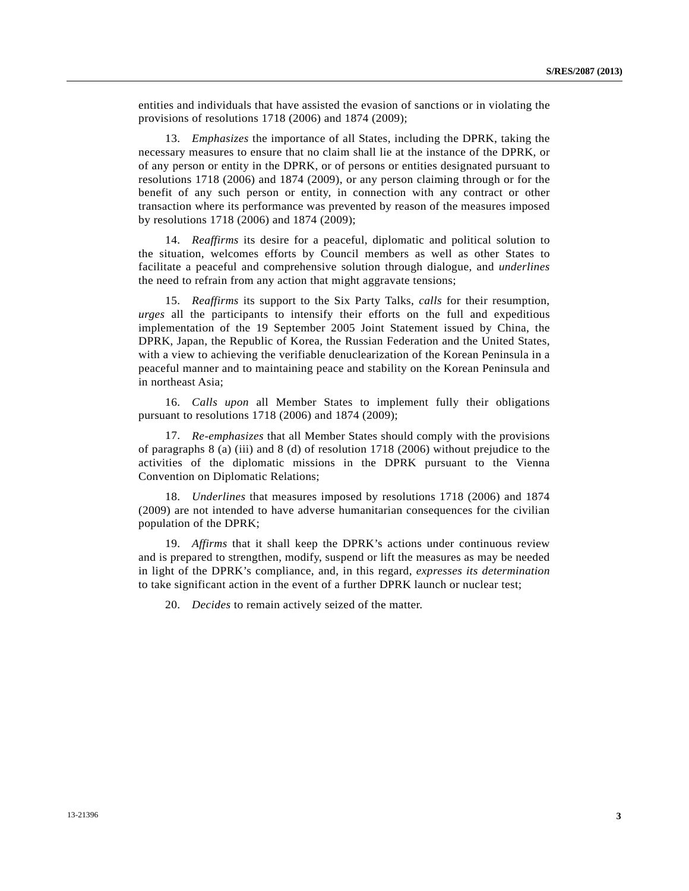entities and individuals that have assisted the evasion of sanctions or in violating the provisions of resolutions 1718 (2006) and 1874 (2009);

13. *Emphasizes* the importance of all States, including the DPRK, taking the necessary measures to ensure that no claim shall lie at the instance of the DPRK, or of any person or entity in the DPRK, or of persons or entities designated pursuant to resolutions 1718 (2006) and 1874 (2009), or any person claiming through or for the benefit of any such person or entity, in connection with any contract or other transaction where its performance was prevented by reason of the measures imposed by resolutions 1718 (2006) and 1874 (2009);

14. *Reaffirms* its desire for a peaceful, diplomatic and political solution to the situation, welcomes efforts by Council members as well as other States to facilitate a peaceful and comprehensive solution through dialogue, and *underlines* the need to refrain from any action that might aggravate tensions;

15. *Reaffirms* its support to the Six Party Talks, *calls* for their resumption, *urges* all the participants to intensify their efforts on the full and expeditious implementation of the 19 September 2005 Joint Statement issued by China, the DPRK, Japan, the Republic of Korea, the Russian Federation and the United States, with a view to achieving the verifiable denuclearization of the Korean Peninsula in a peaceful manner and to maintaining peace and stability on the Korean Peninsula and in northeast Asia;

16. *Calls upon* all Member States to implement fully their obligations pursuant to resolutions 1718 (2006) and 1874 (2009);

17. *Re-emphasizes* that all Member States should comply with the provisions of paragraphs 8 (a) (iii) and 8 (d) of resolution 1718 (2006) without prejudice to the activities of the diplomatic missions in the DPRK pursuant to the Vienna Convention on Diplomatic Relations;

18. *Underlines* that measures imposed by resolutions 1718 (2006) and 1874 (2009) are not intended to have adverse humanitarian consequences for the civilian population of the DPRK;

19. *Affirms* that it shall keep the DPRK's actions under continuous review and is prepared to strengthen, modify, suspend or lift the measures as may be needed in light of the DPRK's compliance, and, in this regard, *expresses its determination* to take significant action in the event of a further DPRK launch or nuclear test;

20. *Decides* to remain actively seized of the matter.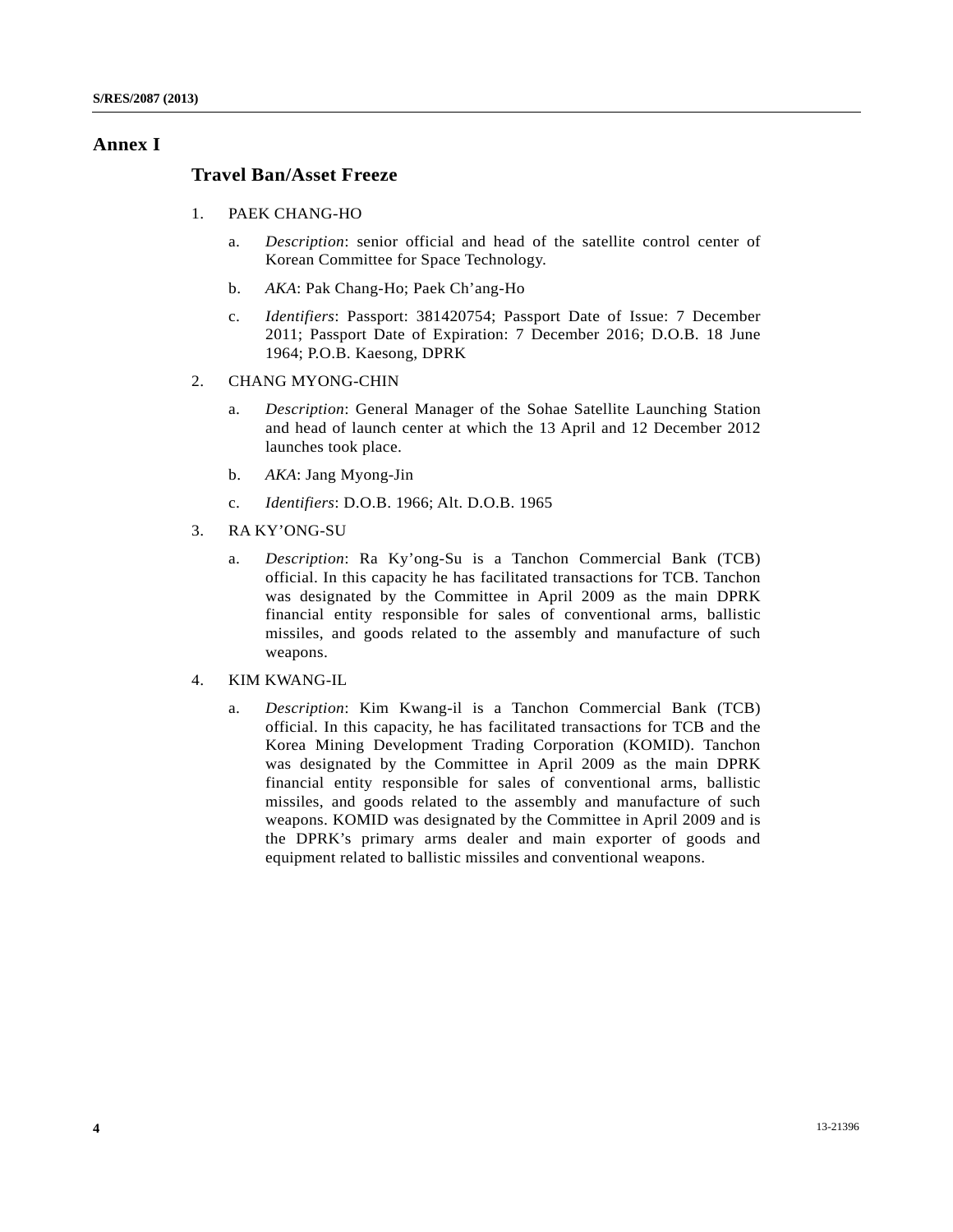# Annex I

## Travel Ban/Asset Freeze

1. PAEK CHANG-HO

   a. *Description*: senior official and head of the satellite control center of Korean Committee for Space Technology.

   b. *AKA*: Pak Chang-Ho; Paek Ch'ang-Ho

   c. *Identifiers*: Passport: 381420754; Passport Date of Issue: 7 December 2011; Passport Date of Expiration: 7 December 2016; D.O.B. 18 June 1964; P.O.B. Kaesong, DPRK

2. CHANG MYONG-CHIN

   a. *Description*: General Manager of the Sohae Satellite Launching Station and head of launch center at which the 13 April and 12 December 2012 launches took place.

   b. *AKA*: Jang Myong-Jin

   c. *Identifiers*: D.O.B. 1966; Alt. D.O.B. 1965

3. RA KY'ONG-SU

   a. *Description*: Ra Ky'ong-Su is a Tanchon Commercial Bank (TCB) official. In this capacity he has facilitated transactions for TCB. Tanchon was designated by the Committee in April 2009 as the main DPRK financial entity responsible for sales of conventional arms, ballistic missiles, and goods related to the assembly and manufacture of such weapons.

4. KIM KWANG-IL

   a. *Description*: Kim Kwang-il is a Tanchon Commercial Bank (TCB) official. In this capacity, he has facilitated transactions for TCB and the Korea Mining Development Trading Corporation (KOMID). Tanchon was designated by the Committee in April 2009 as the main DPRK financial entity responsible for sales of conventional arms, ballistic missiles, and goods related to the assembly and manufacture of such weapons. KOMID was designated by the Committee in April 2009 and is the DPRK's primary arms dealer and main exporter of goods and equipment related to ballistic missiles and conventional weapons.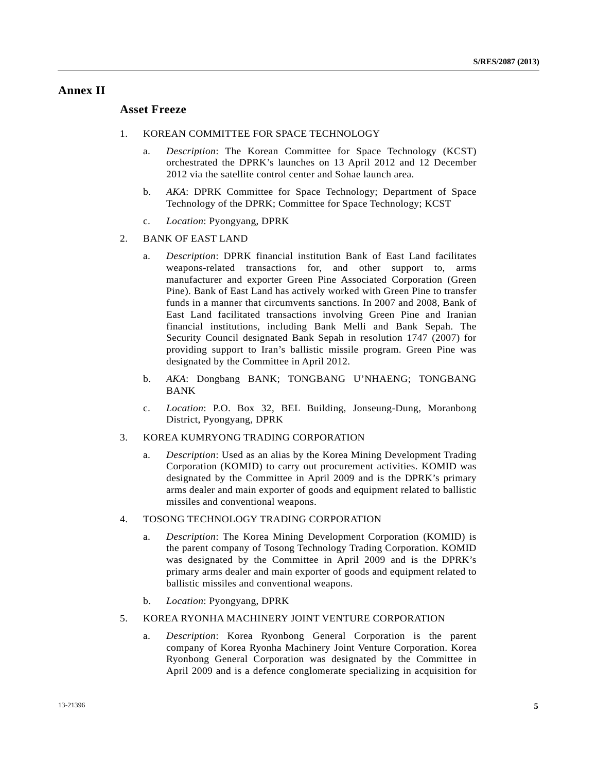## Annex II

### Asset Freeze

1. KOREAN COMMITTEE FOR SPACE TECHNOLOGY

   a. *Description*: The Korean Committee for Space Technology (KCST) orchestrated the DPRK's launches on 13 April 2012 and 12 December 2012 via the satellite control center and Sohae launch area.

   b. *AKA*: DPRK Committee for Space Technology; Department of Space Technology of the DPRK; Committee for Space Technology; KCST

   c. *Location*: Pyongyang, DPRK

2. BANK OF EAST LAND

   a. *Description*: DPRK financial institution Bank of East Land facilitates weapons-related transactions for, and other support to, arms manufacturer and exporter Green Pine Associated Corporation (Green Pine). Bank of East Land has actively worked with Green Pine to transfer funds in a manner that circumvents sanctions. In 2007 and 2008, Bank of East Land facilitated transactions involving Green Pine and Iranian financial institutions, including Bank Melli and Bank Sepah. The Security Council designated Bank Sepah in resolution 1747 (2007) for providing support to Iran's ballistic missile program. Green Pine was designated by the Committee in April 2012.

   b. *AKA*: Dongbang BANK; TONGBANG U'NHAENG; TONGBANG BANK

   c. *Location*: P.O. Box 32, BEL Building, Jonseung-Dung, Moranbong District, Pyongyang, DPRK

3. KOREA KUMRYONG TRADING CORPORATION

   a. *Description*: Used as an alias by the Korea Mining Development Trading Corporation (KOMID) to carry out procurement activities. KOMID was designated by the Committee in April 2009 and is the DPRK's primary arms dealer and main exporter of goods and equipment related to ballistic missiles and conventional weapons.

4. TOSONG TECHNOLOGY TRADING CORPORATION

   a. *Description*: The Korea Mining Development Corporation (KOMID) is the parent company of Tosong Technology Trading Corporation. KOMID was designated by the Committee in April 2009 and is the DPRK's primary arms dealer and main exporter of goods and equipment related to ballistic missiles and conventional weapons.

   b. *Location*: Pyongyang, DPRK

5. KOREA RYONHA MACHINERY JOINT VENTURE CORPORATION

   a. *Description*: Korea Ryonbong General Corporation is the parent company of Korea Ryonha Machinery Joint Venture Corporation. Korea Ryonbong General Corporation was designated by the Committee in April 2009 and is a defence conglomerate specializing in acquisition for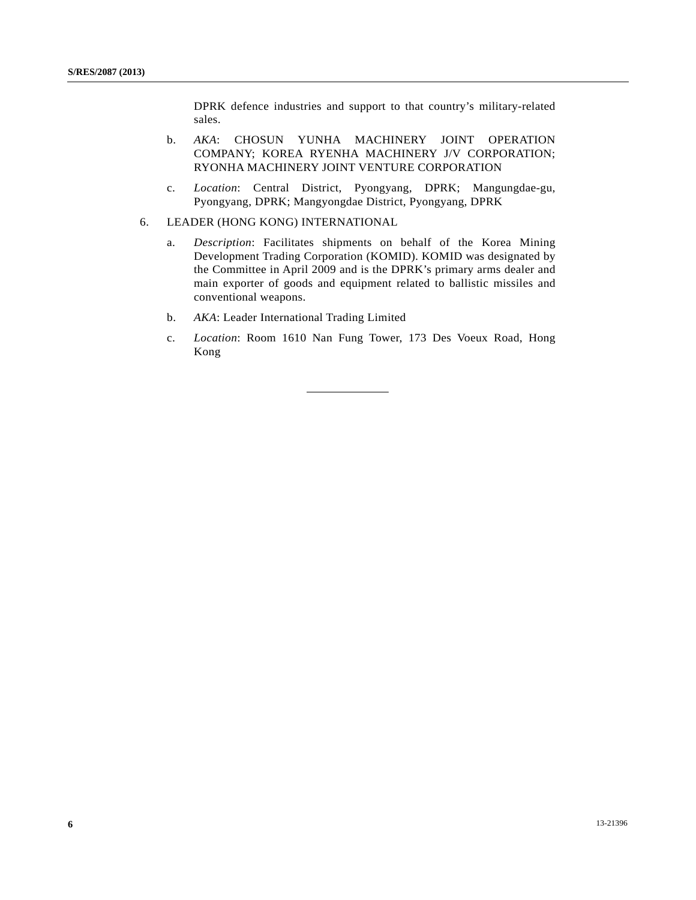DPRK defence industries and support to that country's military-related sales.

b. *AKA*: CHOSUN YUNHA MACHINERY JOINT OPERATION COMPANY; KOREA RYENHA MACHINERY J/V CORPORATION; RYONHA MACHINERY JOINT VENTURE CORPORATION

c. *Location*: Central District, Pyongyang, DPRK; Mangungdae-gu, Pyongyang, DPRK; Mangyongdae District, Pyongyang, DPRK

6. LEADER (HONG KONG) INTERNATIONAL

a. *Description*: Facilitates shipments on behalf of the Korea Mining Development Trading Corporation (KOMID). KOMID was designated by the Committee in April 2009 and is the DPRK's primary arms dealer and main exporter of goods and equipment related to ballistic missiles and conventional weapons.

b. *AKA*: Leader International Trading Limited

c. *Location*: Room 1610 Nan Fung Tower, 173 Des Voeux Road, Hong Kong